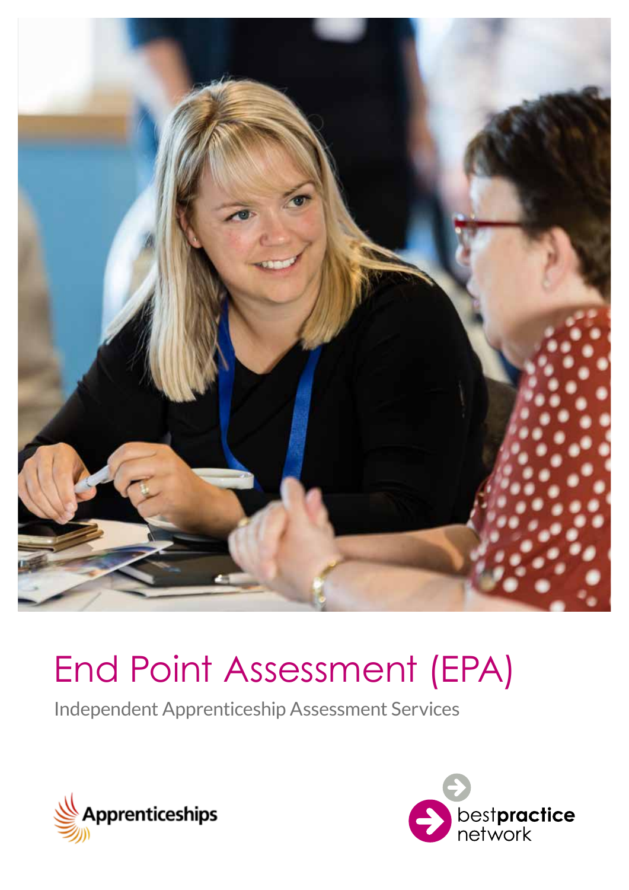# End Point Assessment (EPA)

Independent Apprenticeship Assessment Services

Apprenticeships

best**practice** network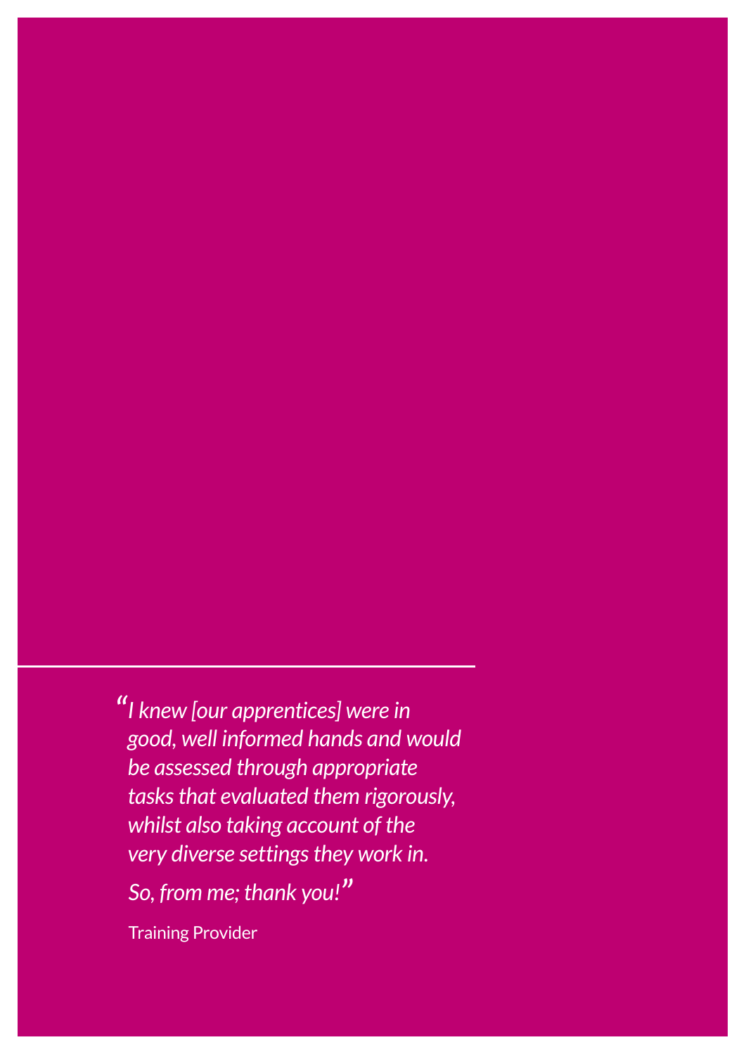*"I knew [our apprentices] were in good, well informed hands and would be assessed through appropriate tasks that evaluated them rigorously, whilst also taking account of the very diverse settings they work in.*

*So, from me; thank you!"*

Training Provider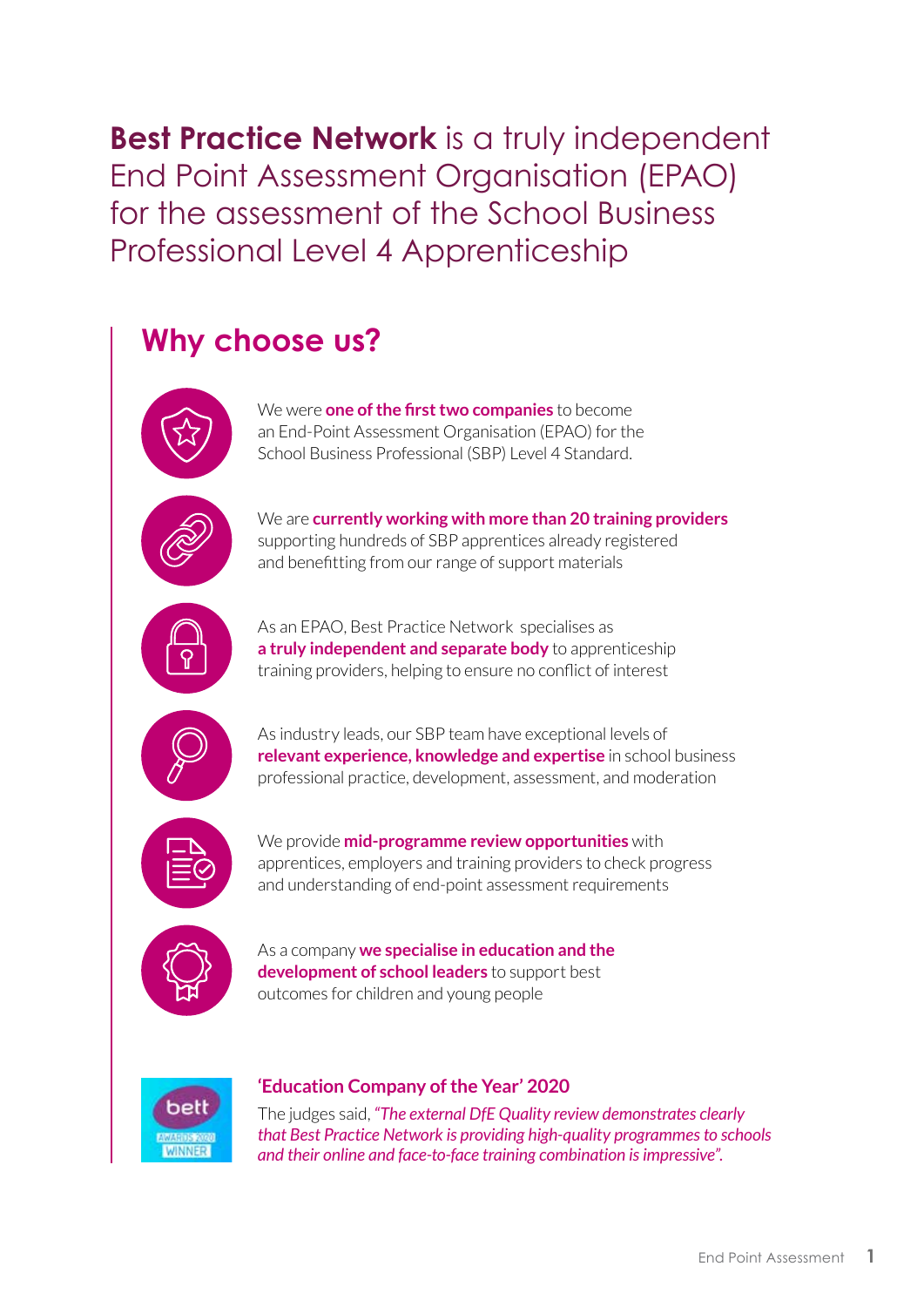**Best Practice Network** is a truly independent End Point Assessment Organisation (EPAO) for the assessment of the School Business Professional Level 4 Apprenticeship

## Why choose us?

We were **one of the first two companies** to become an End-Point Assessment Organisation (EPAO) for the School Business Professional (SBP) Level 4 Standard.

We are **currently working with more than 20 training providers** supporting hundreds of SBP apprentices already registered and benefitting from our range of support materials

As an EPAO, Best Practice Network specialises as **a truly independent and separate body** to apprenticeship training providers, helping to ensure no conflict of interest

As industry leads, our SBP team have exceptional levels of **relevant experience, knowledge and expertise** in school business professional practice, development, assessment, and moderation

We provide **mid-programme review opportunities** with apprentices, employers and training providers to check progress and understanding of end-point assessment requirements

As a company **we specialise in education and the development of school leaders** to support best outcomes for children and young people

bett AWARDS 2020 WINNER

**'Education Company of the Year' 2020**

The judges said, *"The external DfE Quality review demonstrates clearly that Best Practice Network is providing high-quality programmes to schools and their online and face-to-face training combination is impressive".*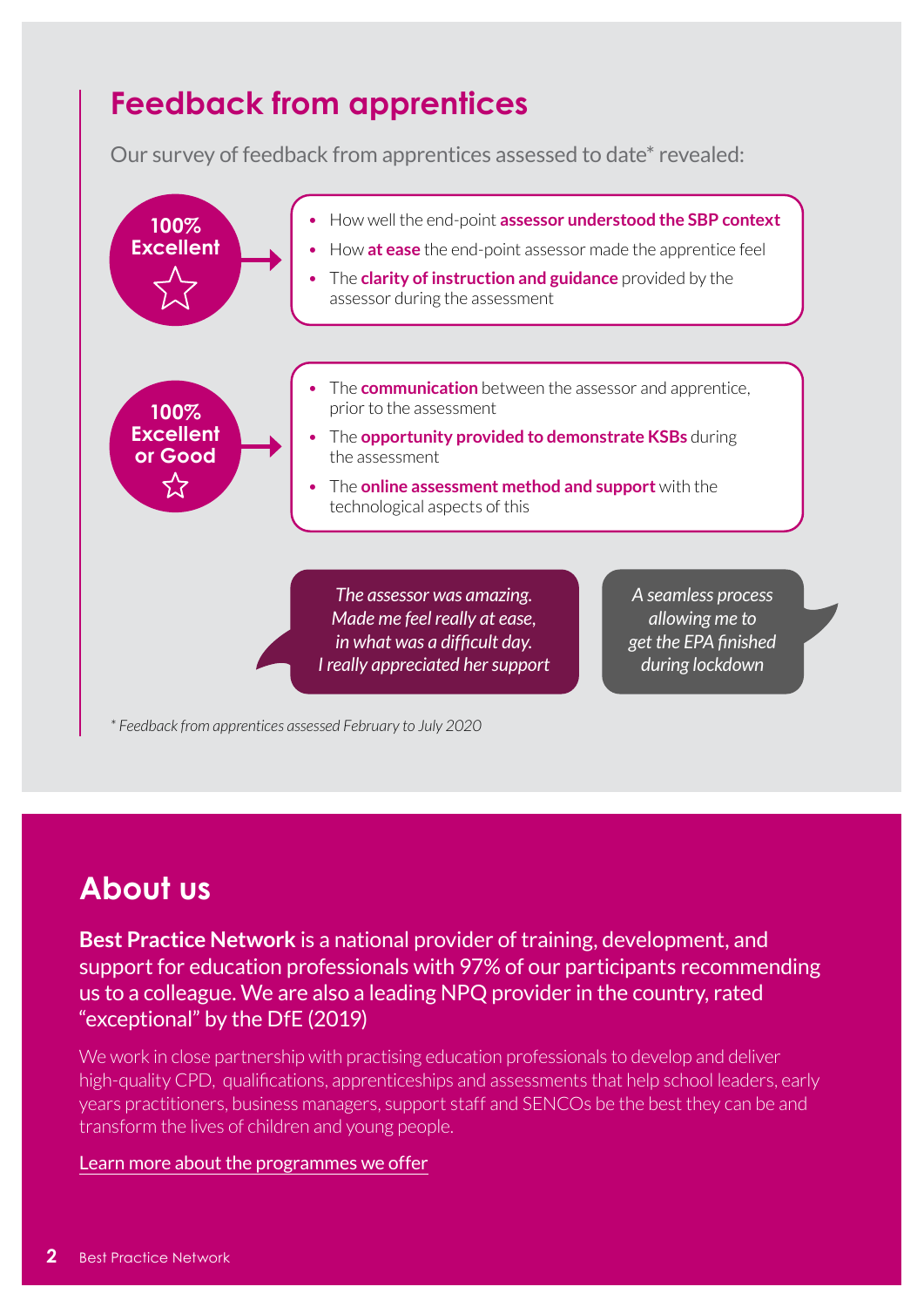## Feedback from apprentices

Our survey of feedback from apprentices assessed to date* revealed:

**100% Excellent**

- How well the end-point **assessor understood the SBP context**
- How **at ease** the end-point assessor made the apprentice feel
- The **clarity of instruction and guidance** provided by the assessor during the assessment

**100% Excellent or Good**

- The **communication** between the assessor and apprentice, prior to the assessment
- The **opportunity provided to demonstrate KSBs** during the assessment
- The **online assessment method and support** with the technological aspects of this

*The assessor was amazing. Made me feel really at ease, in what was a difficult day. I really appreciated her support*

*A seamless process allowing me to get the EPA finished during lockdown*

*\* Feedback from apprentices assessed February to July 2020*

## About us

**Best Practice Network** is a national provider of training, development, and support for education professionals with 97% of our participants recommending us to a colleague. We are also a leading NPQ provider in the country, rated "exceptional" by the DfE (2019)

We work in close partnership with practising education professionals to develop and deliver high-quality CPD, qualifications, apprenticeships and assessments that help school leaders, early years practitioners, business managers, support staff and SENCOs be the best they can be and transform the lives of children and young people.

Learn more about the programmes we offer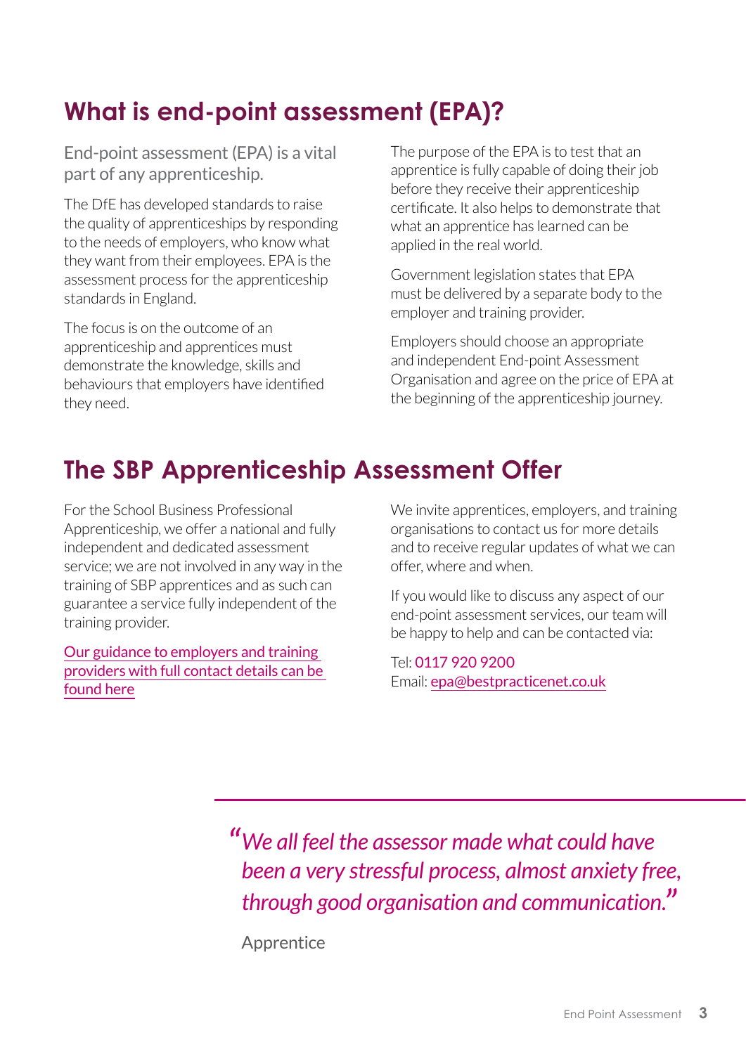## What is end-point assessment (EPA)?

End-point assessment (EPA) is a vital part of any apprenticeship.

The DfE has developed standards to raise the quality of apprenticeships by responding to the needs of employers, who know what they want from their employees. EPA is the assessment process for the apprenticeship standards in England.

The focus is on the outcome of an apprenticeship and apprentices must demonstrate the knowledge, skills and behaviours that employers have identified they need.

The purpose of the EPA is to test that an apprentice is fully capable of doing their job before they receive their apprenticeship certificate. It also helps to demonstrate that what an apprentice has learned can be applied in the real world.

Government legislation states that EPA must be delivered by a separate body to the employer and training provider.

Employers should choose an appropriate and independent End-point Assessment Organisation and agree on the price of EPA at the beginning of the apprenticeship journey.

## The SBP Apprenticeship Assessment Offer

For the School Business Professional Apprenticeship, we offer a national and fully independent and dedicated assessment service; we are not involved in any way in the training of SBP apprentices and as such can guarantee a service fully independent of the training provider.

Our guidance to employers and training providers with full contact details can be found here

We invite apprentices, employers, and training organisations to contact us for more details and to receive regular updates of what we can offer, where and when.

If you would like to discuss any aspect of our end-point assessment services, our team will be happy to help and can be contacted via:

Tel: 0117 920 9200
Email: epa@bestpracticenet.co.uk

> *"We all feel the assessor made what could have been a very stressful process, almost anxiety free, through good organisation and communication."*
>
> Apprentice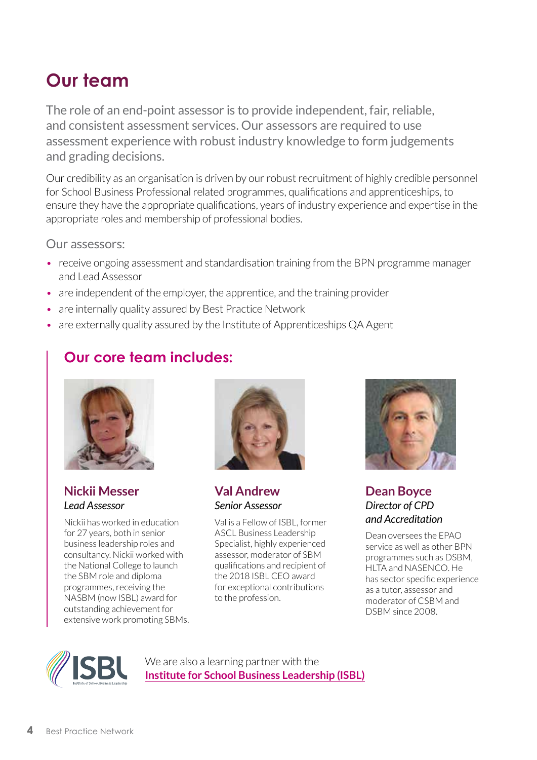# Our team

The role of an end-point assessor is to provide independent, fair, reliable, and consistent assessment services. Our assessors are required to use assessment experience with robust industry knowledge to form judgements and grading decisions.

Our credibility as an organisation is driven by our robust recruitment of highly credible personnel for School Business Professional related programmes, qualifications and apprenticeships, to ensure they have the appropriate qualifications, years of industry experience and expertise in the appropriate roles and membership of professional bodies.

Our assessors:

- receive ongoing assessment and standardisation training from the BPN programme manager and Lead Assessor
- are independent of the employer, the apprentice, and the training provider
- are internally quality assured by Best Practice Network
- are externally quality assured by the Institute of Apprenticeships QA Agent

## Our core team includes:

### Nickii Messer

*Lead Assessor*

Nickii has worked in education for 27 years, both in senior business leadership roles and consultancy. Nickii worked with the National College to launch the SBM role and diploma programmes, receiving the NASBM (now ISBL) award for outstanding achievement for extensive work promoting SBMs.

### Val Andrew

*Senior Assessor*

Val is a Fellow of ISBL, former ASCL Business Leadership Specialist, highly experienced assessor, moderator of SBM qualifications and recipient of the 2018 ISBL CEO award for exceptional contributions to the profession.

### Dean Boyce

*Director of CPD and Accreditation*

Dean oversees the EPAO service as well as other BPN programmes such as DSBM, HLTA and NASENCO. He has sector specific experience as a tutor, assessor and moderator of CSBM and DSBM since 2008.

We are also a learning partner with the **Institute for School Business Leadership (ISBL)**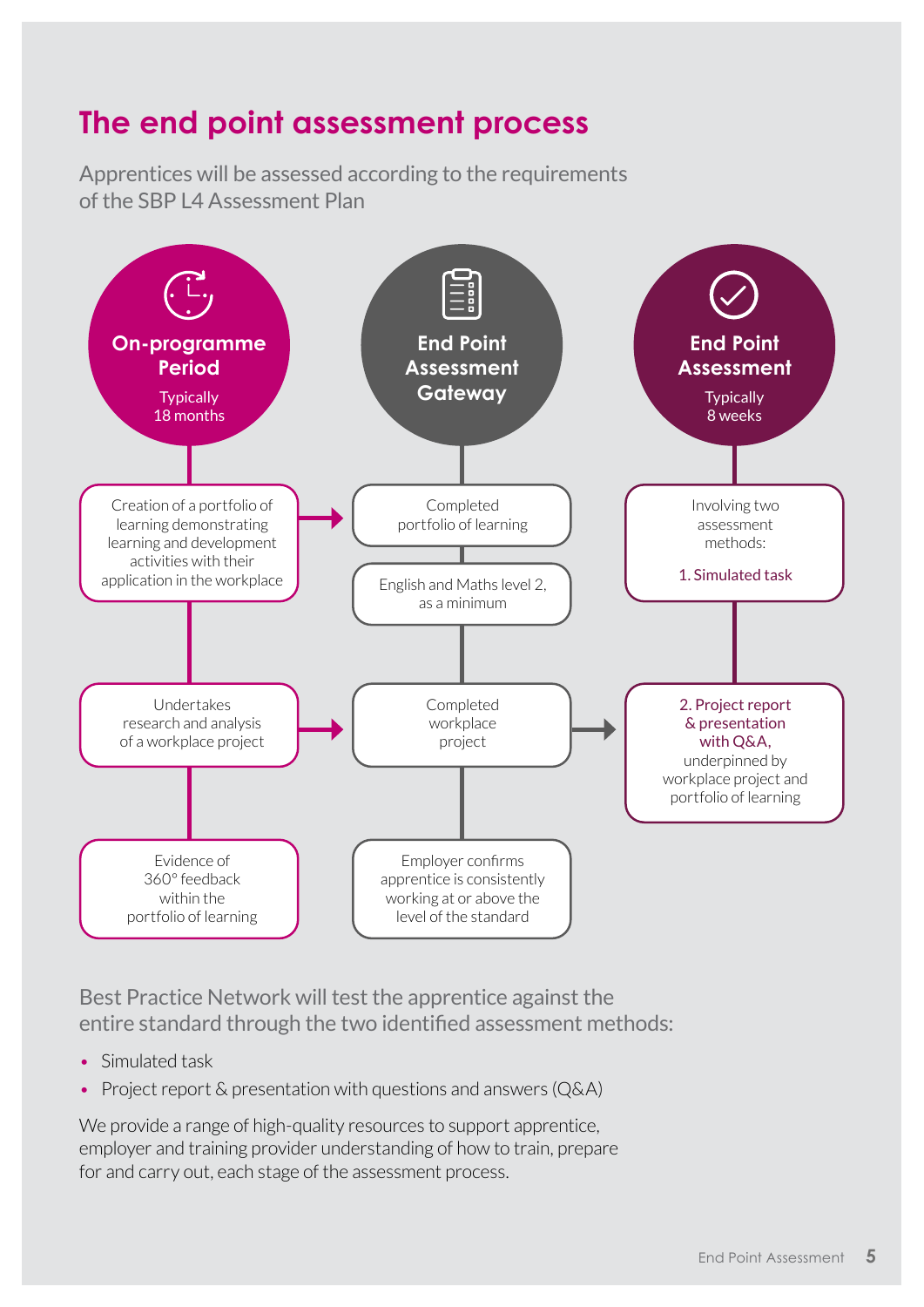# The end point assessment process

Apprentices will be assessed according to the requirements of the SBP L4 Assessment Plan

## On-programme Period

Typically 18 months

- Creation of a portfolio of learning demonstrating learning and development activities with their application in the workplace
- Undertakes research and analysis of a workplace project
- Evidence of 360° feedback within the portfolio of learning

## End Point Assessment Gateway

- Completed portfolio of learning
- English and Maths level 2, as a minimum
- Completed workplace project
- Employer confirms apprentice is consistently working at or above the level of the standard

## End Point Assessment

Typically 8 weeks

Involving two assessment methods:

1. Simulated task
2. Project report & presentation with Q&A, underpinned by workplace project and portfolio of learning

Best Practice Network will test the apprentice against the entire standard through the two identified assessment methods:

- Simulated task
- Project report & presentation with questions and answers (Q&A)

We provide a range of high-quality resources to support apprentice, employer and training provider understanding of how to train, prepare for and carry out, each stage of the assessment process.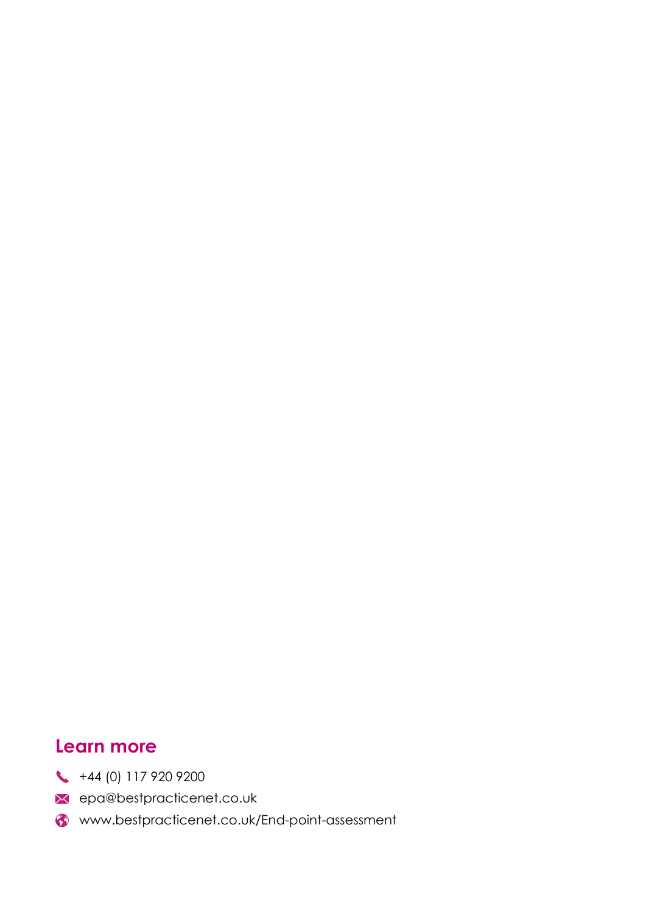## Learn more

+44 (0) 117 920 9200

epa@bestpracticenet.co.uk

www.bestpracticenet.co.uk/End-point-assessment